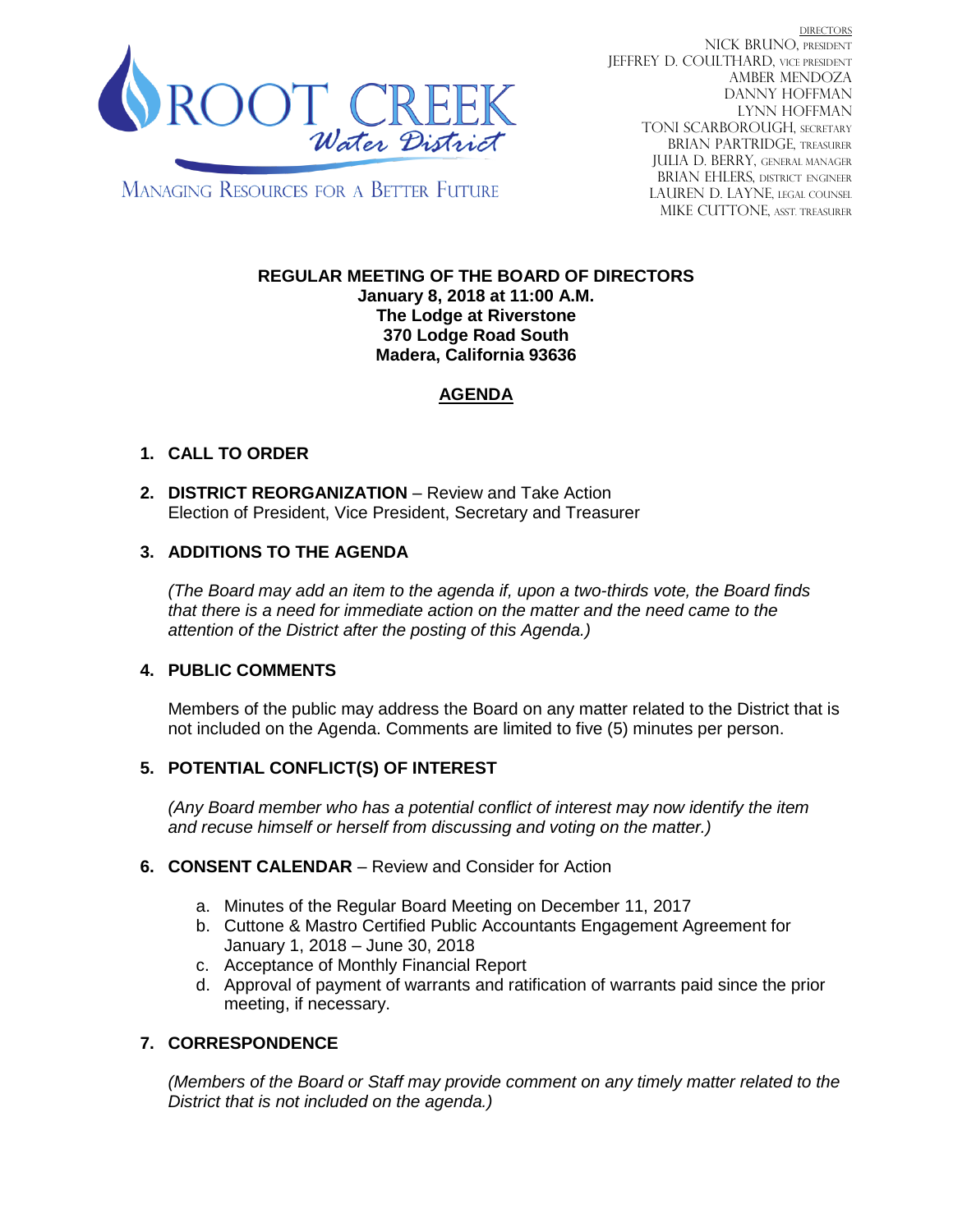ROOT CREEK Water District

MANAGING RESOURCES FOR A BETTER FUTURE

DIRECTORS
NICK BRUNO, PRESIDENT
JEFFREY D. COULTHARD, VICE PRESIDENT
AMBER MENDOZA
DANNY HOFFMAN
LYNN HOFFMAN
TONI SCARBOROUGH, SECRETARY
BRIAN PARTRIDGE, TREASURER
JULIA D. BERRY, GENERAL MANAGER
BRIAN EHLERS, DISTRICT ENGINEER
LAUREN D. LAYNE, LEGAL COUNSEL
MIKE CUTTONE, ASST. TREASURER

**REGULAR MEETING OF THE BOARD OF DIRECTORS**
**January 8, 2018 at 11:00 A.M.**
**The Lodge at Riverstone**
**370 Lodge Road South**
**Madera, California 93636**

## AGENDA

1. **CALL TO ORDER**

2. **DISTRICT REORGANIZATION** – Review and Take Action
   Election of President, Vice President, Secretary and Treasurer

3. **ADDITIONS TO THE AGENDA**

   *(The Board may add an item to the agenda if, upon a two-thirds vote, the Board finds that there is a need for immediate action on the matter and the need came to the attention of the District after the posting of this Agenda.)*

4. **PUBLIC COMMENTS**

   Members of the public may address the Board on any matter related to the District that is not included on the Agenda. Comments are limited to five (5) minutes per person.

5. **POTENTIAL CONFLICT(S) OF INTEREST**

   *(Any Board member who has a potential conflict of interest may now identify the item and recuse himself or herself from discussing and voting on the matter.)*

6. **CONSENT CALENDAR** – Review and Consider for Action

   a. Minutes of the Regular Board Meeting on December 11, 2017
   b. Cuttone & Mastro Certified Public Accountants Engagement Agreement for January 1, 2018 – June 30, 2018
   c. Acceptance of Monthly Financial Report
   d. Approval of payment of warrants and ratification of warrants paid since the prior meeting, if necessary.

7. **CORRESPONDENCE**

   *(Members of the Board or Staff may provide comment on any timely matter related to the District that is not included on the agenda.)*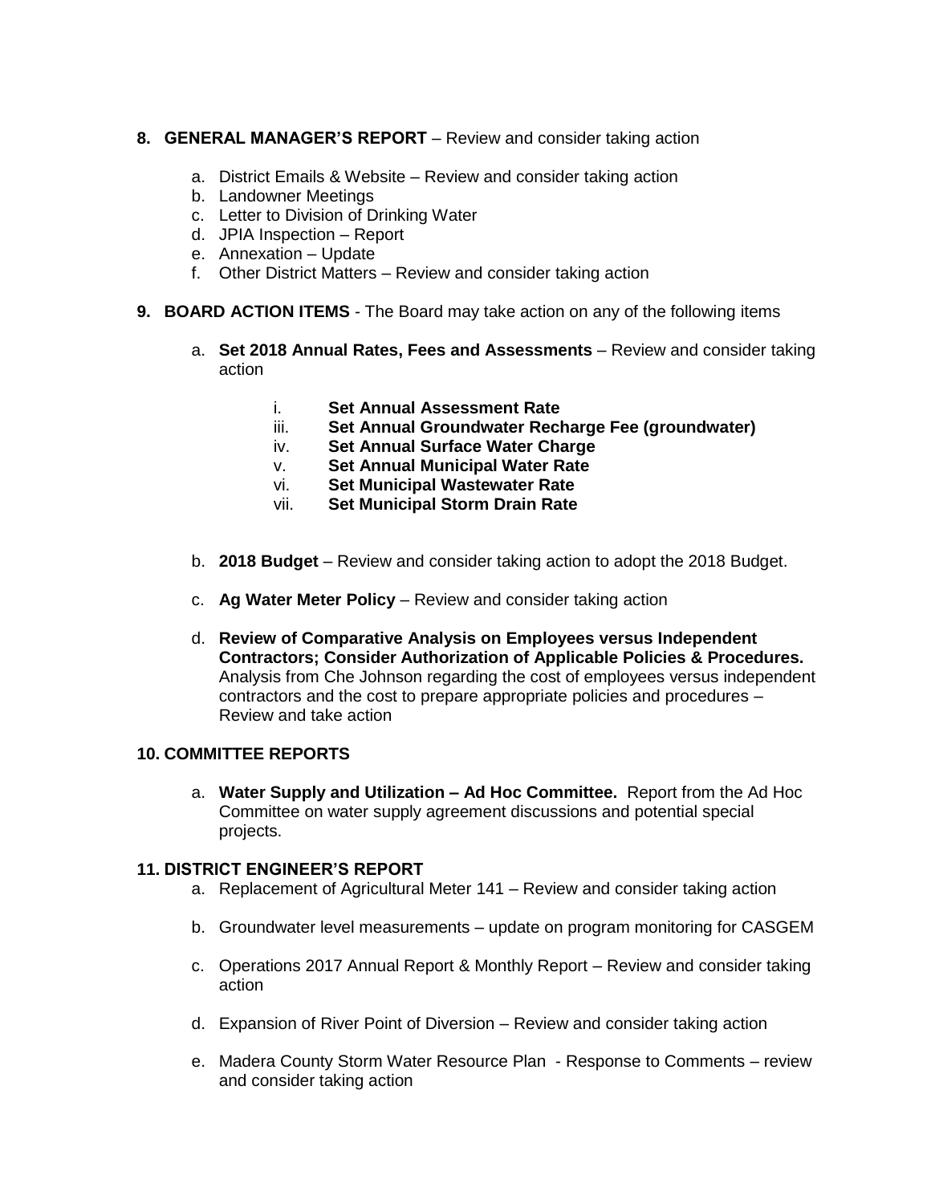8. **GENERAL MANAGER'S REPORT** – Review and consider taking action

   a. District Emails & Website – Review and consider taking action
   b. Landowner Meetings
   c. Letter to Division of Drinking Water
   d. JPIA Inspection – Report
   e. Annexation – Update
   f. Other District Matters – Review and consider taking action

9. **BOARD ACTION ITEMS** - The Board may take action on any of the following items

   a. **Set 2018 Annual Rates, Fees and Assessments** – Review and consider taking action

      i. **Set Annual Assessment Rate**
      iii. **Set Annual Groundwater Recharge Fee (groundwater)**
      iv. **Set Annual Surface Water Charge**
      v. **Set Annual Municipal Water Rate**
      vi. **Set Municipal Wastewater Rate**
      vii. **Set Municipal Storm Drain Rate**

   b. **2018 Budget** – Review and consider taking action to adopt the 2018 Budget.

   c. **Ag Water Meter Policy** – Review and consider taking action

   d. **Review of Comparative Analysis on Employees versus Independent Contractors; Consider Authorization of Applicable Policies & Procedures.** Analysis from Che Johnson regarding the cost of employees versus independent contractors and the cost to prepare appropriate policies and procedures – Review and take action

10. **COMMITTEE REPORTS**

    a. **Water Supply and Utilization – Ad Hoc Committee.** Report from the Ad Hoc Committee on water supply agreement discussions and potential special projects.

11. **DISTRICT ENGINEER'S REPORT**

    a. Replacement of Agricultural Meter 141 – Review and consider taking action

    b. Groundwater level measurements – update on program monitoring for CASGEM

    c. Operations 2017 Annual Report & Monthly Report – Review and consider taking action

    d. Expansion of River Point of Diversion – Review and consider taking action

    e. Madera County Storm Water Resource Plan - Response to Comments – review and consider taking action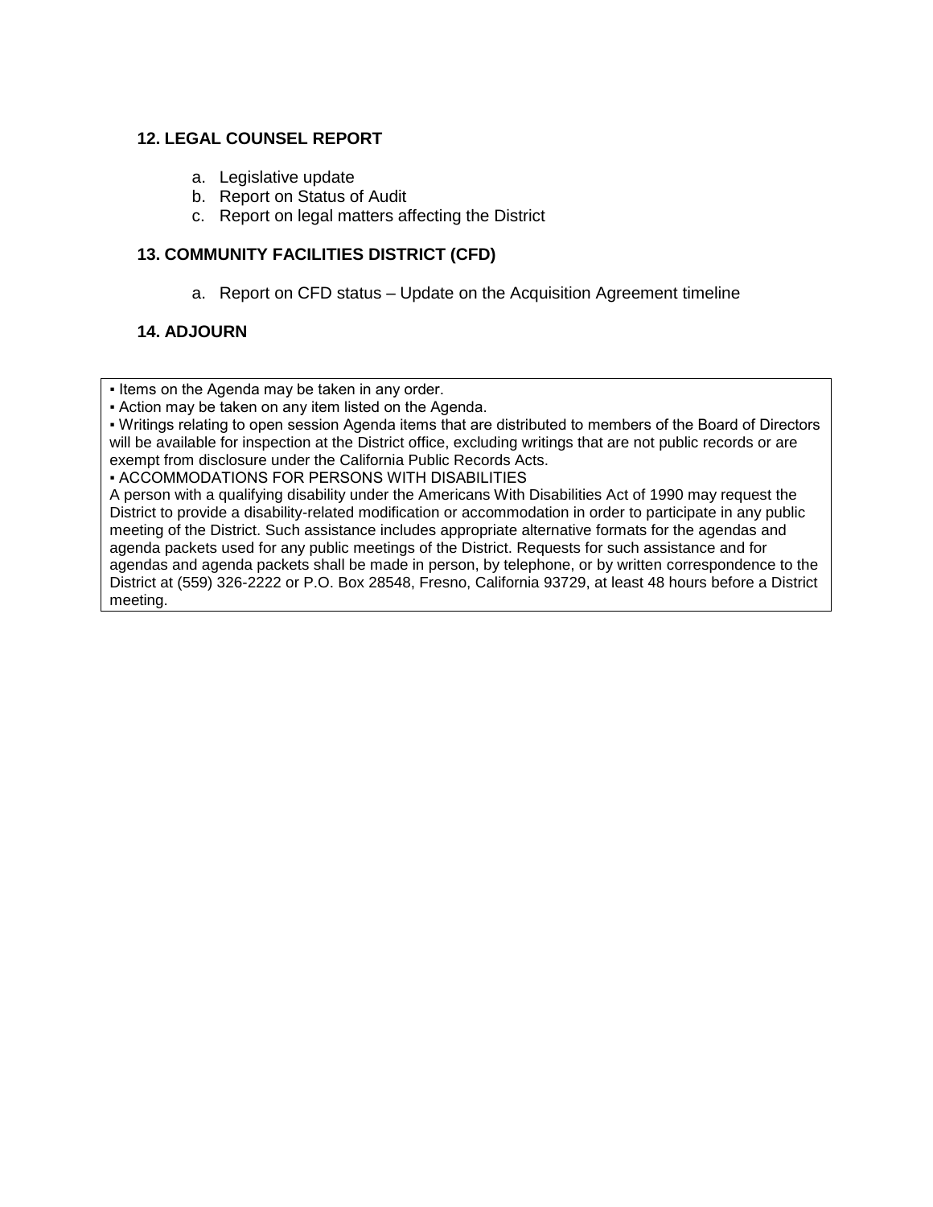## 12. LEGAL COUNSEL REPORT

a. Legislative update
b. Report on Status of Audit
c. Report on legal matters affecting the District

## 13. COMMUNITY FACILITIES DISTRICT (CFD)

a. Report on CFD status – Update on the Acquisition Agreement timeline

## 14. ADJOURN

▪ Items on the Agenda may be taken in any order.
▪ Action may be taken on any item listed on the Agenda.
▪ Writings relating to open session Agenda items that are distributed to members of the Board of Directors will be available for inspection at the District office, excluding writings that are not public records or are exempt from disclosure under the California Public Records Acts.
▪ ACCOMMODATIONS FOR PERSONS WITH DISABILITIES
A person with a qualifying disability under the Americans With Disabilities Act of 1990 may request the District to provide a disability-related modification or accommodation in order to participate in any public meeting of the District. Such assistance includes appropriate alternative formats for the agendas and agenda packets used for any public meetings of the District. Requests for such assistance and for agendas and agenda packets shall be made in person, by telephone, or by written correspondence to the District at (559) 326-2222 or P.O. Box 28548, Fresno, California 93729, at least 48 hours before a District meeting.